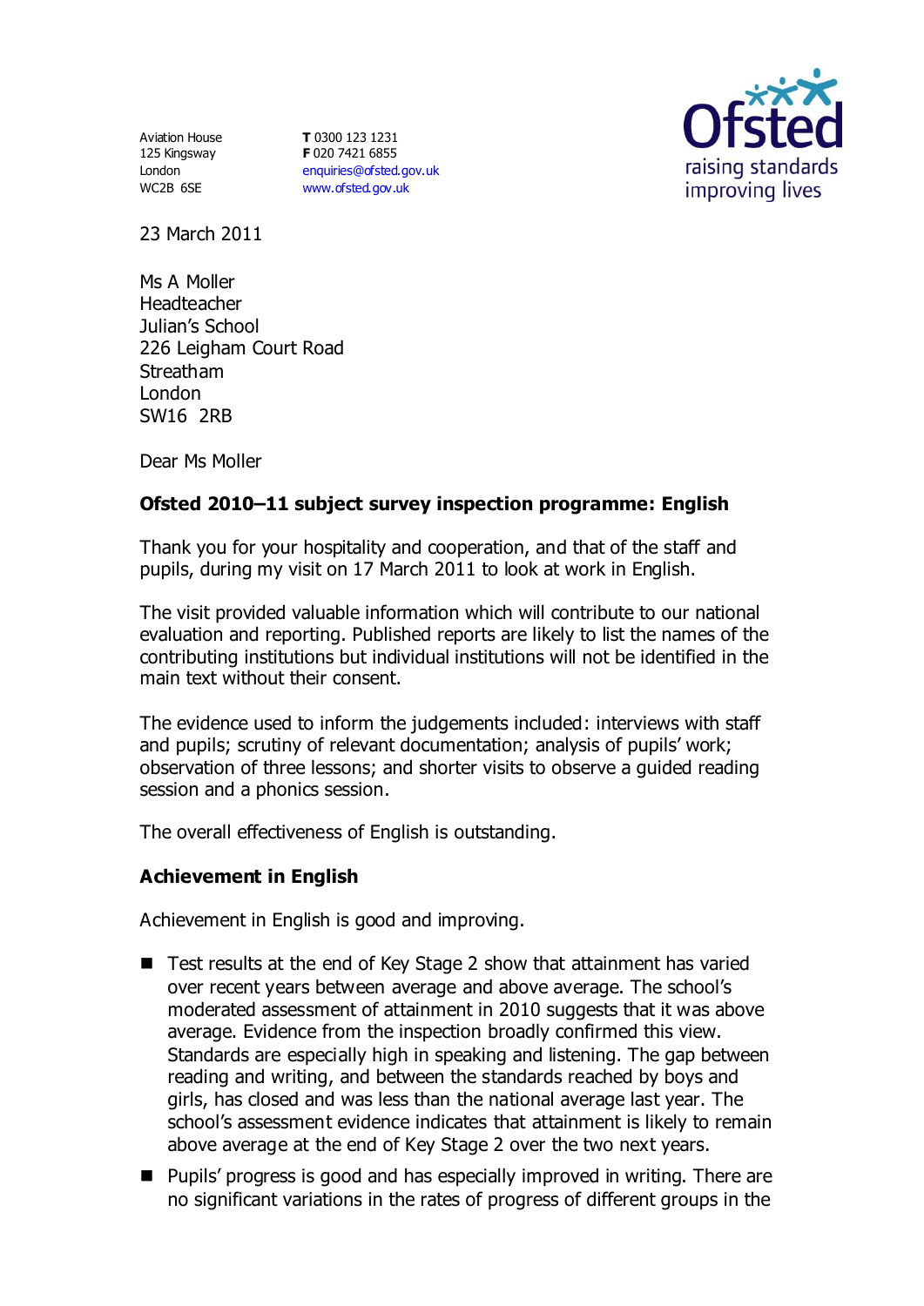Aviation House
125 Kingsway
London
WC2B 6SE

**T** 0300 123 1231
**F** 020 7421 6855
enquiries@ofsted.gov.uk
www.ofsted.gov.uk

23 March 2011

Ms A Moller
Headteacher
Julian's School
226 Leigham Court Road
Streatham
London
SW16 2RB

Dear Ms Moller

**Ofsted 2010–11 subject survey inspection programme: English**

Thank you for your hospitality and cooperation, and that of the staff and pupils, during my visit on 17 March 2011 to look at work in English.

The visit provided valuable information which will contribute to our national evaluation and reporting. Published reports are likely to list the names of the contributing institutions but individual institutions will not be identified in the main text without their consent.

The evidence used to inform the judgements included: interviews with staff and pupils; scrutiny of relevant documentation; analysis of pupils' work; observation of three lessons; and shorter visits to observe a guided reading session and a phonics session.

The overall effectiveness of English is outstanding.

**Achievement in English**

Achievement in English is good and improving.

- Test results at the end of Key Stage 2 show that attainment has varied over recent years between average and above average. The school's moderated assessment of attainment in 2010 suggests that it was above average. Evidence from the inspection broadly confirmed this view. Standards are especially high in speaking and listening. The gap between reading and writing, and between the standards reached by boys and girls, has closed and was less than the national average last year. The school's assessment evidence indicates that attainment is likely to remain above average at the end of Key Stage 2 over the two next years.
- Pupils' progress is good and has especially improved in writing. There are no significant variations in the rates of progress of different groups in the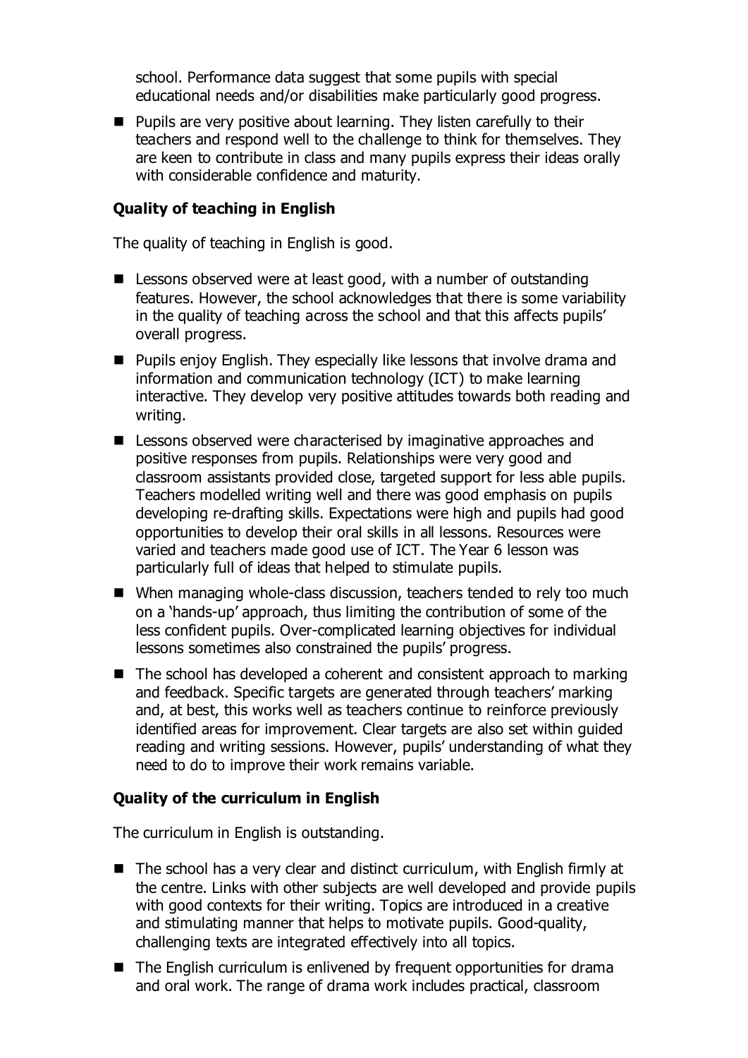school. Performance data suggest that some pupils with special educational needs and/or disabilities make particularly good progress.

- Pupils are very positive about learning. They listen carefully to their teachers and respond well to the challenge to think for themselves. They are keen to contribute in class and many pupils express their ideas orally with considerable confidence and maturity.

### Quality of teaching in English

The quality of teaching in English is good.

- Lessons observed were at least good, with a number of outstanding features. However, the school acknowledges that there is some variability in the quality of teaching across the school and that this affects pupils' overall progress.
- Pupils enjoy English. They especially like lessons that involve drama and information and communication technology (ICT) to make learning interactive. They develop very positive attitudes towards both reading and writing.
- Lessons observed were characterised by imaginative approaches and positive responses from pupils. Relationships were very good and classroom assistants provided close, targeted support for less able pupils. Teachers modelled writing well and there was good emphasis on pupils developing re-drafting skills. Expectations were high and pupils had good opportunities to develop their oral skills in all lessons. Resources were varied and teachers made good use of ICT. The Year 6 lesson was particularly full of ideas that helped to stimulate pupils.
- When managing whole-class discussion, teachers tended to rely too much on a 'hands-up' approach, thus limiting the contribution of some of the less confident pupils. Over-complicated learning objectives for individual lessons sometimes also constrained the pupils' progress.
- The school has developed a coherent and consistent approach to marking and feedback. Specific targets are generated through teachers' marking and, at best, this works well as teachers continue to reinforce previously identified areas for improvement. Clear targets are also set within guided reading and writing sessions. However, pupils' understanding of what they need to do to improve their work remains variable.

### Quality of the curriculum in English

The curriculum in English is outstanding.

- The school has a very clear and distinct curriculum, with English firmly at the centre. Links with other subjects are well developed and provide pupils with good contexts for their writing. Topics are introduced in a creative and stimulating manner that helps to motivate pupils. Good-quality, challenging texts are integrated effectively into all topics.
- The English curriculum is enlivened by frequent opportunities for drama and oral work. The range of drama work includes practical, classroom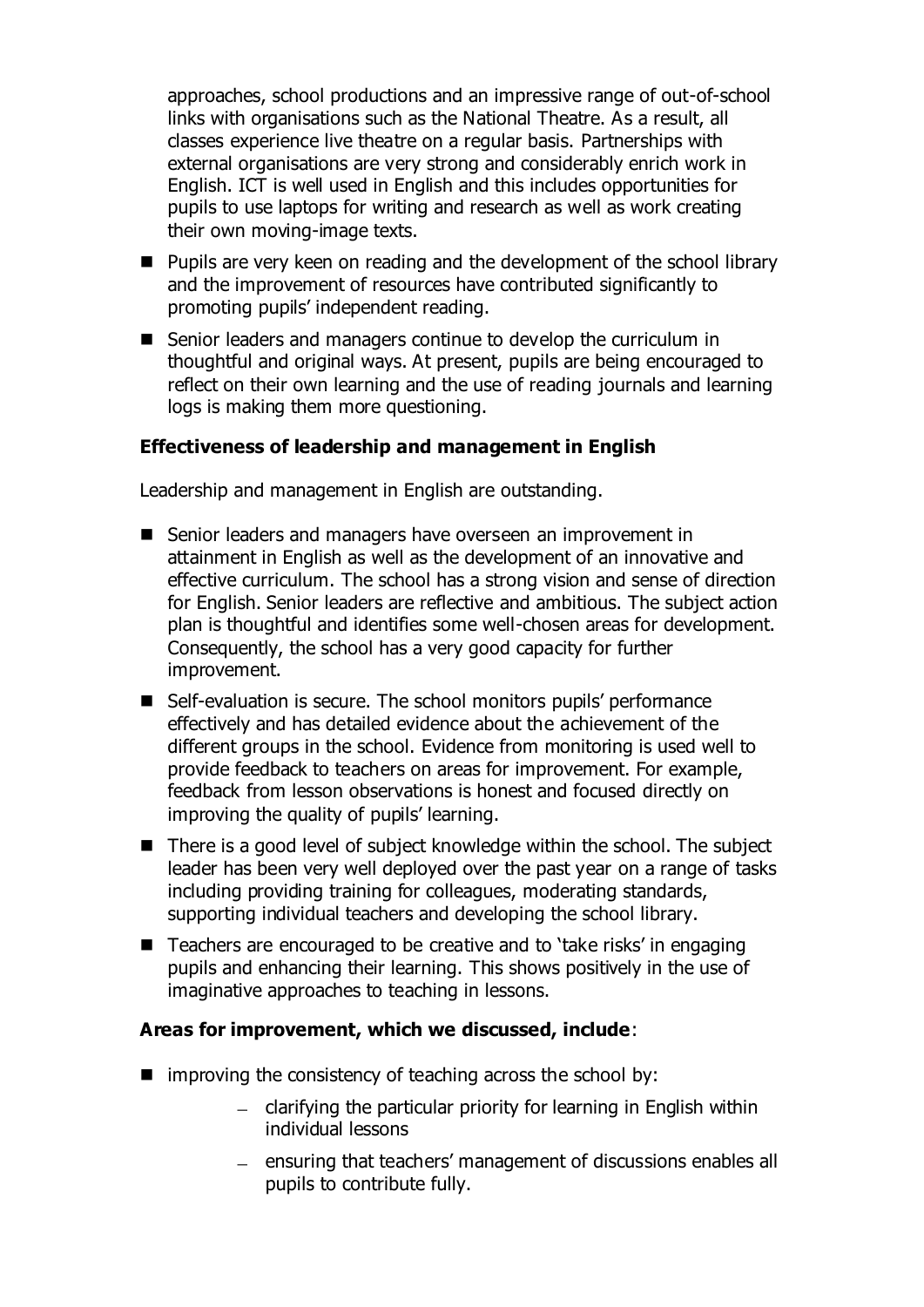approaches, school productions and an impressive range of out-of-school links with organisations such as the National Theatre. As a result, all classes experience live theatre on a regular basis. Partnerships with external organisations are very strong and considerably enrich work in English. ICT is well used in English and this includes opportunities for pupils to use laptops for writing and research as well as work creating their own moving-image texts.

- Pupils are very keen on reading and the development of the school library and the improvement of resources have contributed significantly to promoting pupils' independent reading.
- Senior leaders and managers continue to develop the curriculum in thoughtful and original ways. At present, pupils are being encouraged to reflect on their own learning and the use of reading journals and learning logs is making them more questioning.

**Effectiveness of leadership and management in English**

Leadership and management in English are outstanding.

- Senior leaders and managers have overseen an improvement in attainment in English as well as the development of an innovative and effective curriculum. The school has a strong vision and sense of direction for English. Senior leaders are reflective and ambitious. The subject action plan is thoughtful and identifies some well-chosen areas for development. Consequently, the school has a very good capacity for further improvement.
- Self-evaluation is secure. The school monitors pupils' performance effectively and has detailed evidence about the achievement of the different groups in the school. Evidence from monitoring is used well to provide feedback to teachers on areas for improvement. For example, feedback from lesson observations is honest and focused directly on improving the quality of pupils' learning.
- There is a good level of subject knowledge within the school. The subject leader has been very well deployed over the past year on a range of tasks including providing training for colleagues, moderating standards, supporting individual teachers and developing the school library.
- Teachers are encouraged to be creative and to 'take risks' in engaging pupils and enhancing their learning. This shows positively in the use of imaginative approaches to teaching in lessons.

**Areas for improvement, which we discussed, include**:

- improving the consistency of teaching across the school by:
  - clarifying the particular priority for learning in English within individual lessons
  - ensuring that teachers' management of discussions enables all pupils to contribute fully.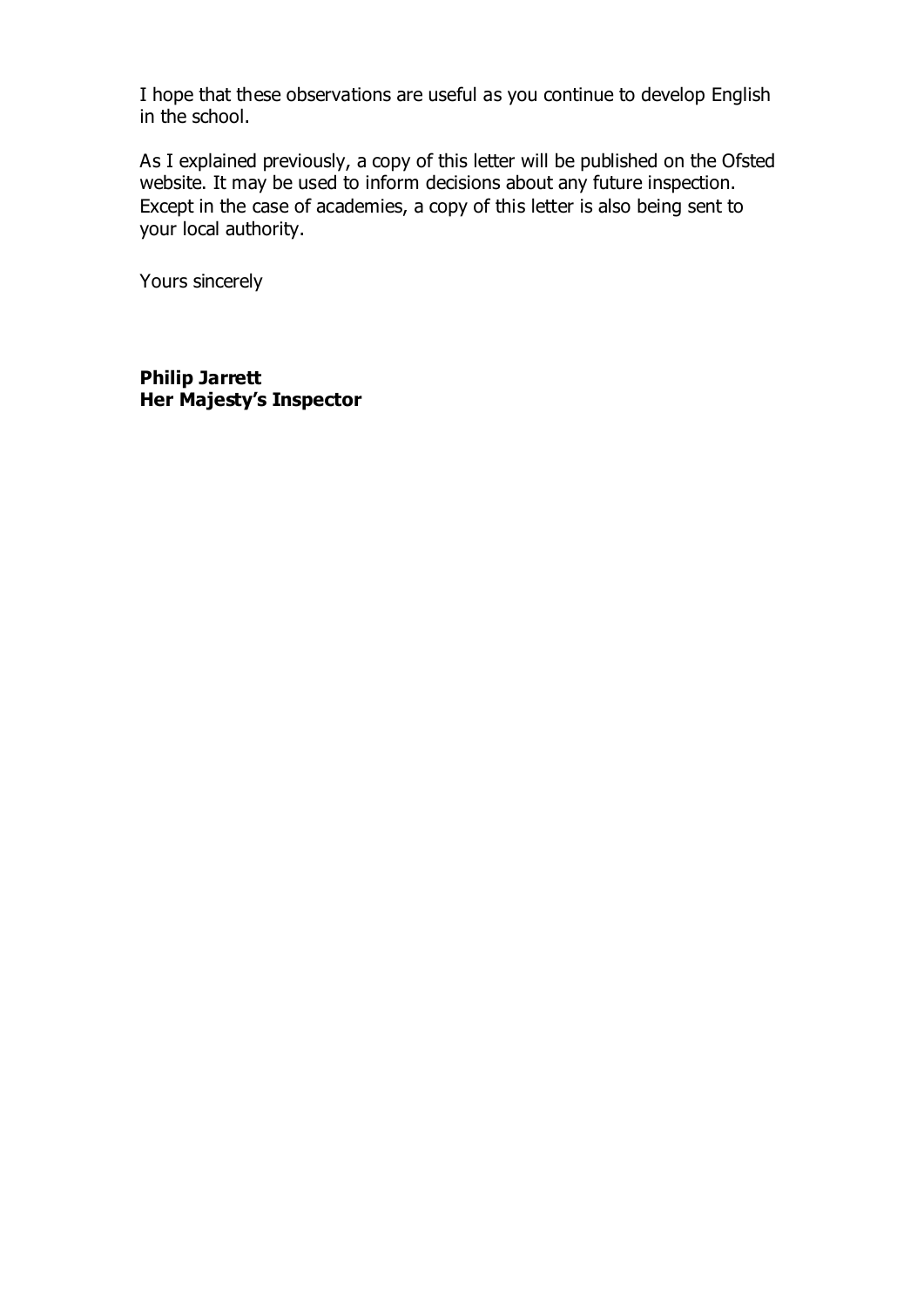I hope that these observations are useful as you continue to develop English in the school.

As I explained previously, a copy of this letter will be published on the Ofsted website. It may be used to inform decisions about any future inspection. Except in the case of academies, a copy of this letter is also being sent to your local authority.

Yours sincerely

**Philip Jarrett**
**Her Majesty's Inspector**